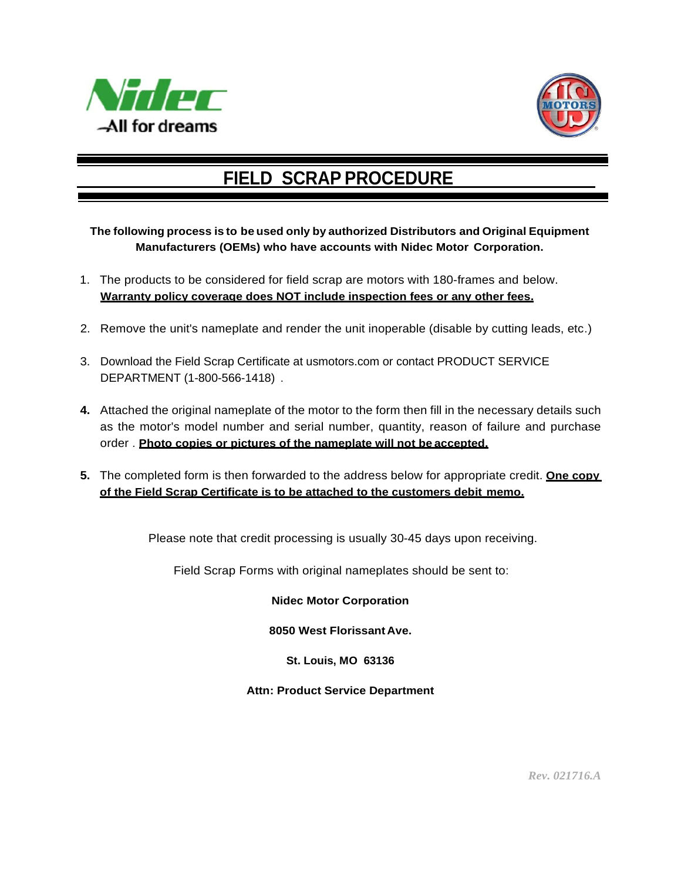# FIELD SCRAP PROCEDURE

**The following process is to be used only by authorized Distributors and Original Equipment Manufacturers (OEMs) who have accounts with Nidec Motor Corporation.**

1. The products to be considered for field scrap are motors with 180-frames and below. **Warranty policy coverage does NOT include inspection fees or any other fees.**

2. Remove the unit's nameplate and render the unit inoperable (disable by cutting leads, etc.)

3. Download the Field Scrap Certificate at usmotors.com or contact PRODUCT SERVICE DEPARTMENT (1-800-566-1418) .

4. Attached the original nameplate of the motor to the form then fill in the necessary details such as the motor's model number and serial number, quantity, reason of failure and purchase order . **Photo copies or pictures of the nameplate will not be accepted.**

5. The completed form is then forwarded to the address below for appropriate credit. **One copy of the Field Scrap Certificate is to be attached to the customers debit memo.**

Please note that credit processing is usually 30-45 days upon receiving.

Field Scrap Forms with original nameplates should be sent to:

**Nidec Motor Corporation**

**8050 West Florissant Ave.**

**St. Louis, MO 63136**

**Attn: Product Service Department**

*Rev. 021716.A*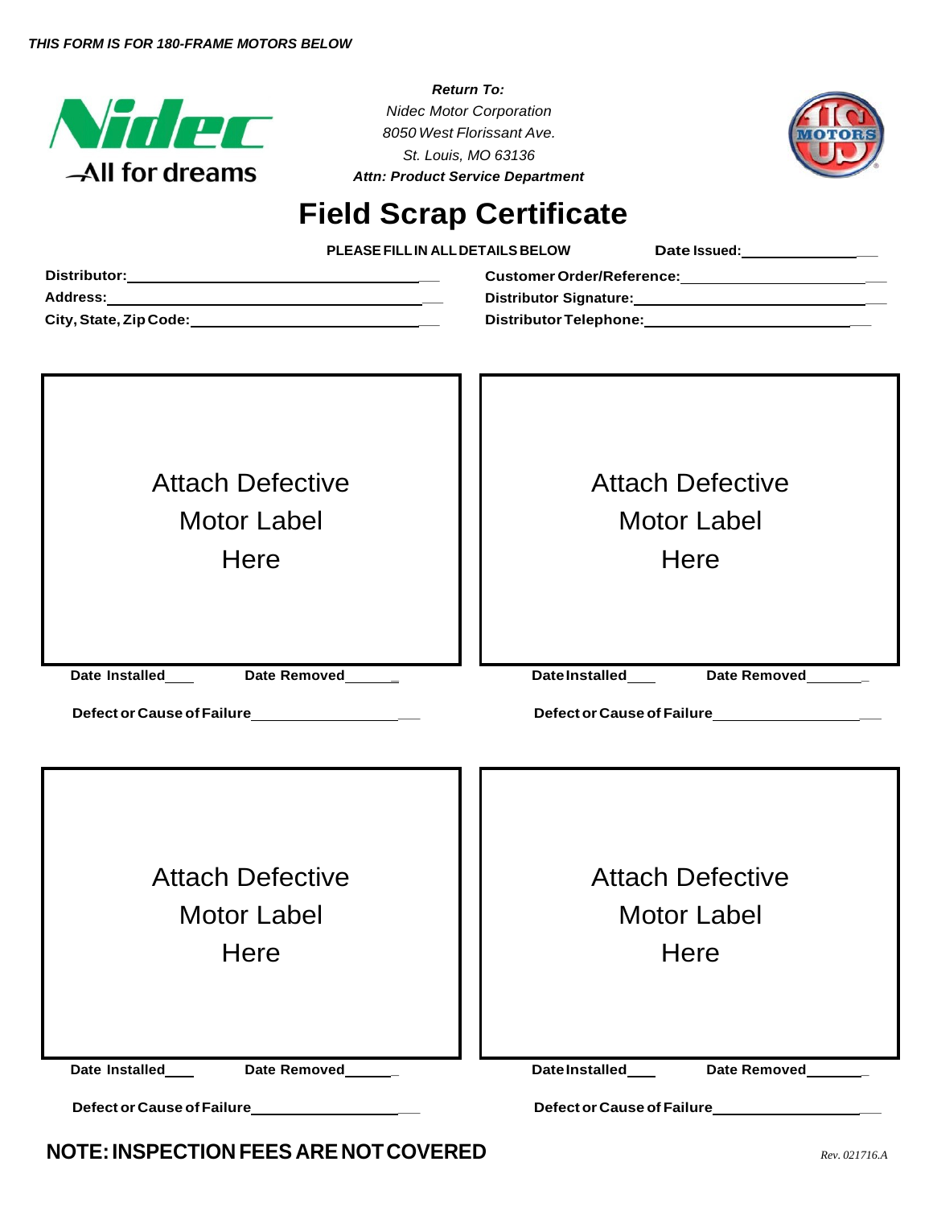***THIS FORM IS FOR 180-FRAME MOTORS BELOW***

Nidec
All for dreams

***Return To:***
*Nidec Motor Corporation*
*8050 West Florissant Ave.*
*St. Louis, MO 63136*
***Attn: Product Service Department***

US MOTORS

# Field Scrap Certificate

**PLEASE FILL IN ALL DETAILS BELOW** **Date Issued:**\_\_\_\_\_\_\_\_\_\_\_\_\_\_\_\_\_\_

**Distributor:**\_\_\_\_\_\_\_\_\_\_\_\_\_\_\_\_\_\_\_\_\_\_\_\_\_\_\_\_\_\_\_\_\_\_\_\_\_\_

**Address:**\_\_\_\_\_\_\_\_\_\_\_\_\_\_\_\_\_\_\_\_\_\_\_\_\_\_\_\_\_\_\_\_\_\_\_\_\_\_\_\_

**City, State, Zip Code:**\_\_\_\_\_\_\_\_\_\_\_\_\_\_\_\_\_\_\_\_\_\_\_\_\_\_\_\_\_\_\_\_

**Customer Order/Reference:**\_\_\_\_\_\_\_\_\_\_\_\_\_\_\_\_\_\_\_\_\_\_\_\_\_\_\_\_

**Distributor Signature:**\_\_\_\_\_\_\_\_\_\_\_\_\_\_\_\_\_\_\_\_\_\_\_\_\_\_\_\_\_\_\_\_

**Distributor Telephone:**\_\_\_\_\_\_\_\_\_\_\_\_\_\_\_\_\_\_\_\_\_\_\_\_\_\_\_\_\_\_\_

Attach Defective Motor Label Here

**Date Installed**\_\_\_\_ **Date Removed**\_\_\_\_\_\_\_

**Defect or Cause of Failure**\_\_\_\_\_\_\_\_\_\_\_\_\_\_\_\_\_\_\_\_\_\_\_\_

Attach Defective Motor Label Here

**Date Installed**\_\_\_\_ **Date Removed**\_\_\_\_\_\_\_

**Defect or Cause of Failure**\_\_\_\_\_\_\_\_\_\_\_\_\_\_\_\_\_\_\_\_\_\_\_\_

Attach Defective Motor Label Here

**Date Installed**\_\_\_\_ **Date Removed**\_\_\_\_\_\_\_

**Defect or Cause of Failure**\_\_\_\_\_\_\_\_\_\_\_\_\_\_\_\_\_\_\_\_\_\_\_\_

Attach Defective Motor Label Here

**Date Installed**\_\_\_\_ **Date Removed**\_\_\_\_\_\_\_

**Defect or Cause of Failure**\_\_\_\_\_\_\_\_\_\_\_\_\_\_\_\_\_\_\_\_\_\_\_\_

**NOTE: INSPECTION FEES ARE NOT COVERED**

*Rev. 021716.A*